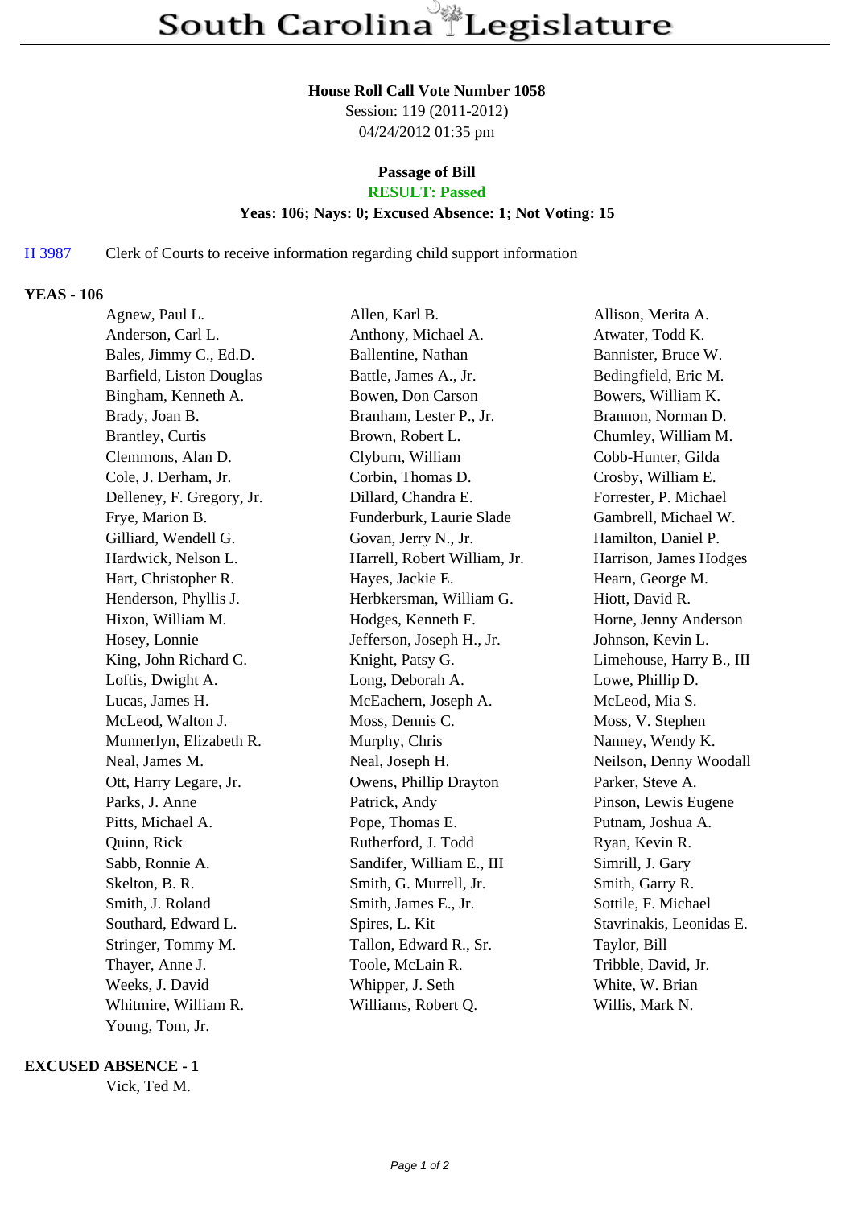# South Carolina Legislature

**House Roll Call Vote Number 1058**
Session: 119 (2011-2012)
04/24/2012 01:35 pm

**Passage of Bill**
**RESULT: Passed**
**Yeas: 106; Nays: 0; Excused Absence: 1; Not Voting: 15**

H 3987 Clerk of Courts to receive information regarding child support information

### YEAS - 106

| | | |
|---|---|---|
| Agnew, Paul L. | Allen, Karl B. | Allison, Merita A. |
| Anderson, Carl L. | Anthony, Michael A. | Atwater, Todd K. |
| Bales, Jimmy C., Ed.D. | Ballentine, Nathan | Bannister, Bruce W. |
| Barfield, Liston Douglas | Battle, James A., Jr. | Bedingfield, Eric M. |
| Bingham, Kenneth A. | Bowen, Don Carson | Bowers, William K. |
| Brady, Joan B. | Branham, Lester P., Jr. | Brannon, Norman D. |
| Brantley, Curtis | Brown, Robert L. | Chumley, William M. |
| Clemmons, Alan D. | Clyburn, William | Cobb-Hunter, Gilda |
| Cole, J. Derham, Jr. | Corbin, Thomas D. | Crosby, William E. |
| Delleney, F. Gregory, Jr. | Dillard, Chandra E. | Forrester, P. Michael |
| Frye, Marion B. | Funderburk, Laurie Slade | Gambrell, Michael W. |
| Gilliard, Wendell G. | Govan, Jerry N., Jr. | Hamilton, Daniel P. |
| Hardwick, Nelson L. | Harrell, Robert William, Jr. | Harrison, James Hodges |
| Hart, Christopher R. | Hayes, Jackie E. | Hearn, George M. |
| Henderson, Phyllis J. | Herbkersman, William G. | Hiott, David R. |
| Hixon, William M. | Hodges, Kenneth F. | Horne, Jenny Anderson |
| Hosey, Lonnie | Jefferson, Joseph H., Jr. | Johnson, Kevin L. |
| King, John Richard C. | Knight, Patsy G. | Limehouse, Harry B., III |
| Loftis, Dwight A. | Long, Deborah A. | Lowe, Phillip D. |
| Lucas, James H. | McEachern, Joseph A. | McLeod, Mia S. |
| McLeod, Walton J. | Moss, Dennis C. | Moss, V. Stephen |
| Munnerlyn, Elizabeth R. | Murphy, Chris | Nanney, Wendy K. |
| Neal, James M. | Neal, Joseph H. | Neilson, Denny Woodall |
| Ott, Harry Legare, Jr. | Owens, Phillip Drayton | Parker, Steve A. |
| Parks, J. Anne | Patrick, Andy | Pinson, Lewis Eugene |
| Pitts, Michael A. | Pope, Thomas E. | Putnam, Joshua A. |
| Quinn, Rick | Rutherford, J. Todd | Ryan, Kevin R. |
| Sabb, Ronnie A. | Sandifer, William E., III | Simrill, J. Gary |
| Skelton, B. R. | Smith, G. Murrell, Jr. | Smith, Garry R. |
| Smith, J. Roland | Smith, James E., Jr. | Sottile, F. Michael |
| Southard, Edward L. | Spires, L. Kit | Stavrinakis, Leonidas E. |
| Stringer, Tommy M. | Tallon, Edward R., Sr. | Taylor, Bill |
| Thayer, Anne J. | Toole, McLain R. | Tribble, David, Jr. |
| Weeks, J. David | Whipper, J. Seth | White, W. Brian |
| Whitmire, William R. | Williams, Robert Q. | Willis, Mark N. |
| Young, Tom, Jr. | | |

### EXCUSED ABSENCE - 1

Vick, Ted M.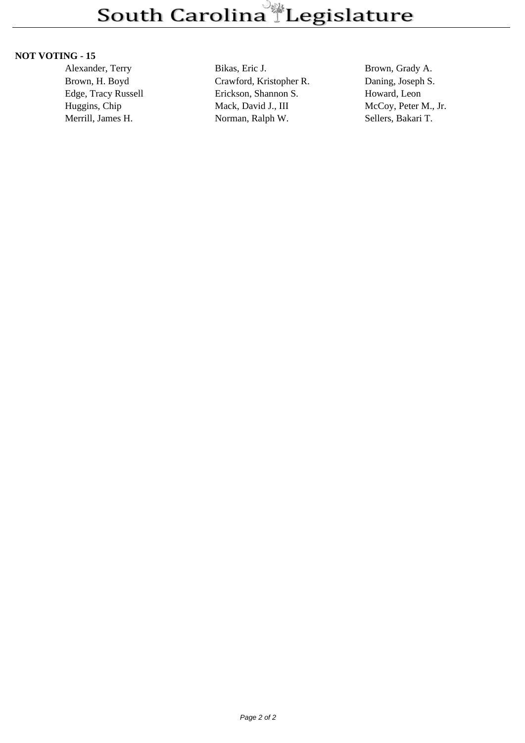**NOT VOTING - 15**

| | | |
|---|---|---|
| Alexander, Terry | Bikas, Eric J. | Brown, Grady A. |
| Brown, H. Boyd | Crawford, Kristopher R. | Daning, Joseph S. |
| Edge, Tracy Russell | Erickson, Shannon S. | Howard, Leon |
| Huggins, Chip | Mack, David J., III | McCoy, Peter M., Jr. |
| Merrill, James H. | Norman, Ralph W. | Sellers, Bakari T. |